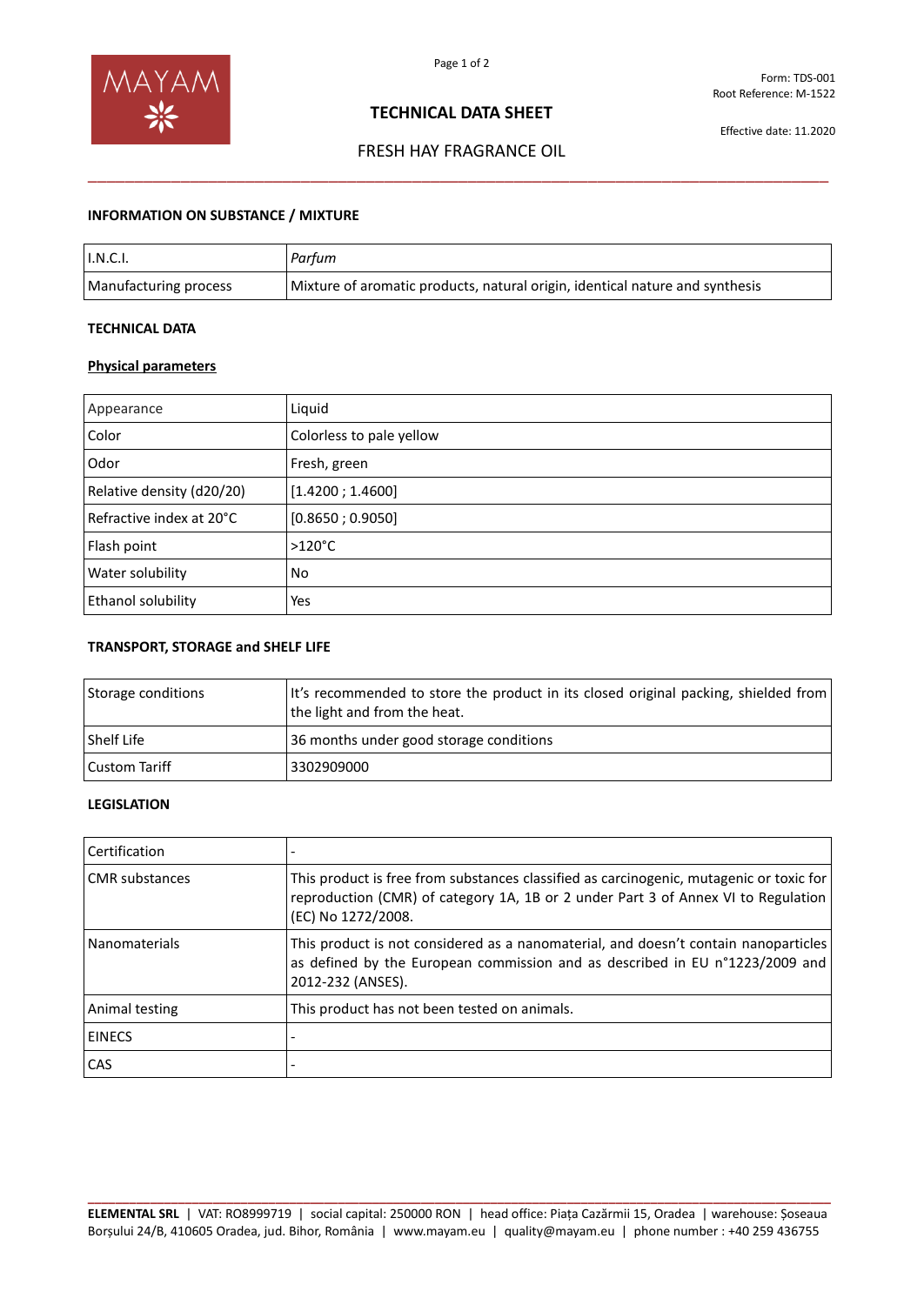Form: TDS-001
Root Reference: M-1522

Effective date: 11.2020

# TECHNICAL DATA SHEET

## FRESH HAY FRAGRANCE OIL

### INFORMATION ON SUBSTANCE / MIXTURE

| | |
|---|---|
| I.N.C.I. | *Parfum* |
| Manufacturing process | Mixture of aromatic products, natural origin, identical nature and synthesis |

### TECHNICAL DATA

#### Physical parameters

| | |
|---|---|
| Appearance | Liquid |
| Color | Colorless to pale yellow |
| Odor | Fresh, green |
| Relative density (d20/20) | [1.4200 ; 1.4600] |
| Refractive index at 20°C | [0.8650 ; 0.9050] |
| Flash point | >120°C |
| Water solubility | No |
| Ethanol solubility | Yes |

### TRANSPORT, STORAGE and SHELF LIFE

| | |
|---|---|
| Storage conditions | It's recommended to store the product in its closed original packing, shielded from the light and from the heat. |
| Shelf Life | 36 months under good storage conditions |
| Custom Tariff | 3302909000 |

### LEGISLATION

| | |
|---|---|
| Certification | - |
| CMR substances | This product is free from substances classified as carcinogenic, mutagenic or toxic for reproduction (CMR) of category 1A, 1B or 2 under Part 3 of Annex VI to Regulation (EC) No 1272/2008. |
| Nanomaterials | This product is not considered as a nanomaterial, and doesn't contain nanoparticles as defined by the European commission and as described in EU n°1223/2009 and 2012-232 (ANSES). |
| Animal testing | This product has not been tested on animals. |
| EINECS | - |
| CAS | - |

**ELEMENTAL SRL** | VAT: RO8999719 | social capital: 250000 RON | head office: Piața Cazărmii 15, Oradea | warehouse: Șoseaua Borșului 24/B, 410605 Oradea, jud. Bihor, România | www.mayam.eu | quality@mayam.eu | phone number : +40 259 436755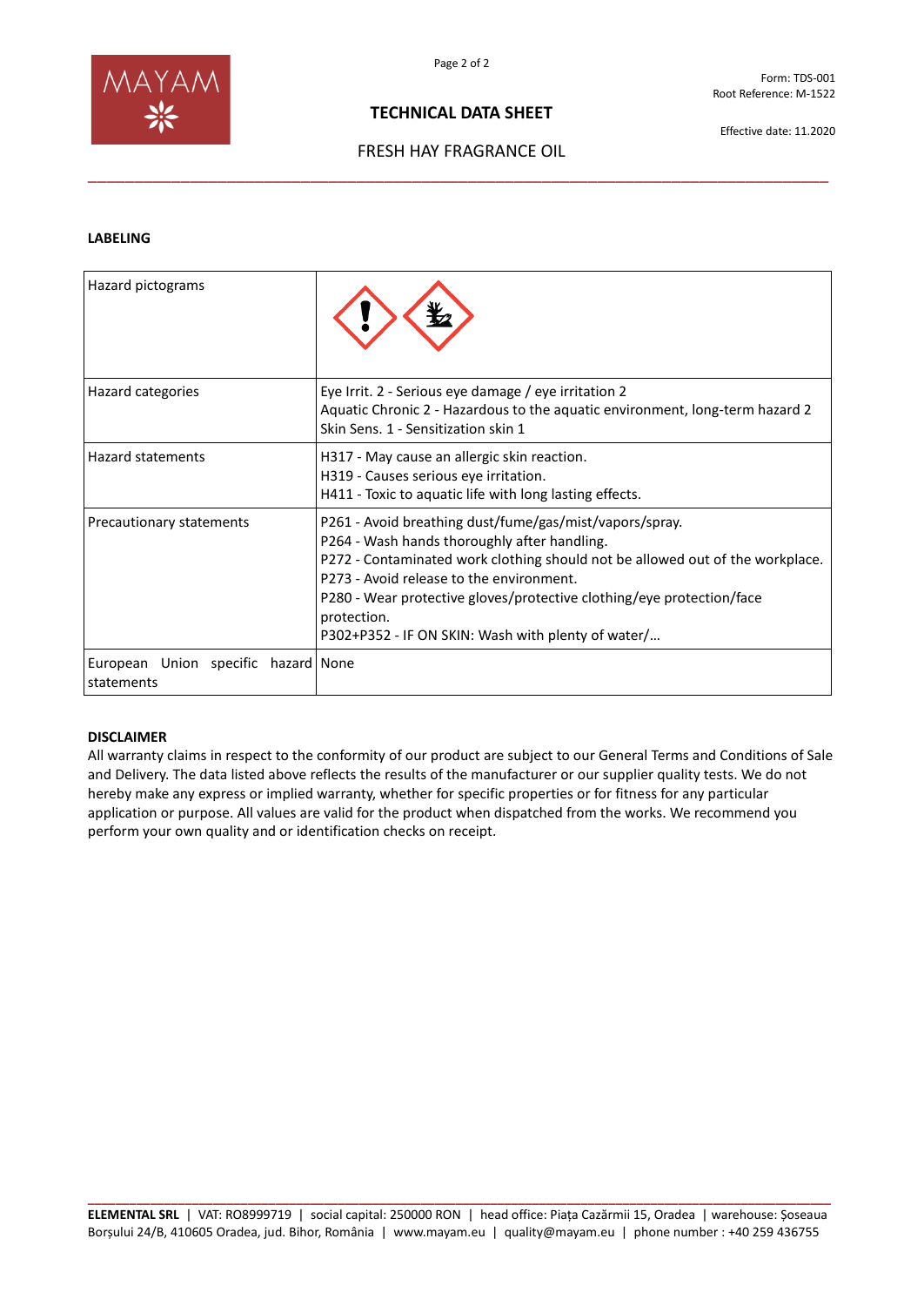## LABELING

| | |
|---|---|
| Hazard pictograms | |
| Hazard categories | Eye Irrit. 2 - Serious eye damage / eye irritation 2<br>Aquatic Chronic 2 - Hazardous to the aquatic environment, long-term hazard 2<br>Skin Sens. 1 - Sensitization skin 1 |
| Hazard statements | H317 - May cause an allergic skin reaction.<br>H319 - Causes serious eye irritation.<br>H411 - Toxic to aquatic life with long lasting effects. |
| Precautionary statements | P261 - Avoid breathing dust/fume/gas/mist/vapors/spray.<br>P264 - Wash hands thoroughly after handling.<br>P272 - Contaminated work clothing should not be allowed out of the workplace.<br>P273 - Avoid release to the environment.<br>P280 - Wear protective gloves/protective clothing/eye protection/face protection.<br>P302+P352 - IF ON SKIN: Wash with plenty of water/… |
| European Union specific hazard statements | None |

**DISCLAIMER**

All warranty claims in respect to the conformity of our product are subject to our General Terms and Conditions of Sale and Delivery. The data listed above reflects the results of the manufacturer or our supplier quality tests. We do not hereby make any express or implied warranty, whether for specific properties or for fitness for any particular application or purpose. All values are valid for the product when dispatched from the works. We recommend you perform your own quality and or identification checks on receipt.